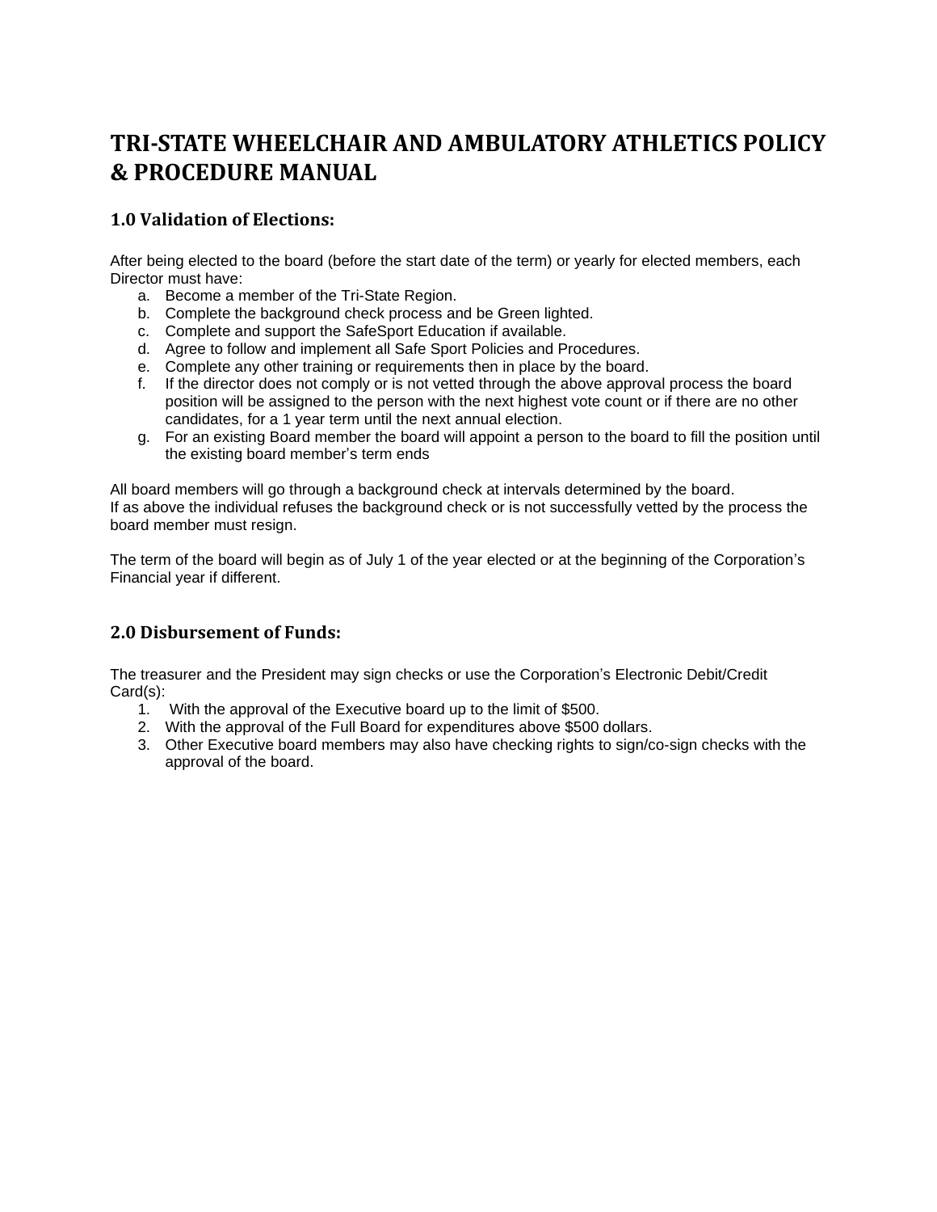# TRI-STATE WHEELCHAIR AND AMBULATORY ATHLETICS POLICY & PROCEDURE MANUAL

## 1.0 Validation of Elections:

After being elected to the board (before the start date of the term) or yearly for elected members, each Director must have:

a. Become a member of the Tri-State Region.
b. Complete the background check process and be Green lighted.
c. Complete and support the SafeSport Education if available.
d. Agree to follow and implement all Safe Sport Policies and Procedures.
e. Complete any other training or requirements then in place by the board.
f. If the director does not comply or is not vetted through the above approval process the board position will be assigned to the person with the next highest vote count or if there are no other candidates, for a 1 year term until the next annual election.
g. For an existing Board member the board will appoint a person to the board to fill the position until the existing board member's term ends

All board members will go through a background check at intervals determined by the board.
If as above the individual refuses the background check or is not successfully vetted by the process the board member must resign.

The term of the board will begin as of July 1 of the year elected or at the beginning of the Corporation's Financial year if different.

## 2.0 Disbursement of Funds:

The treasurer and the President may sign checks or use the Corporation's Electronic Debit/Credit Card(s):

1. With the approval of the Executive board up to the limit of $500.
2. With the approval of the Full Board for expenditures above $500 dollars.
3. Other Executive board members may also have checking rights to sign/co-sign checks with the approval of the board.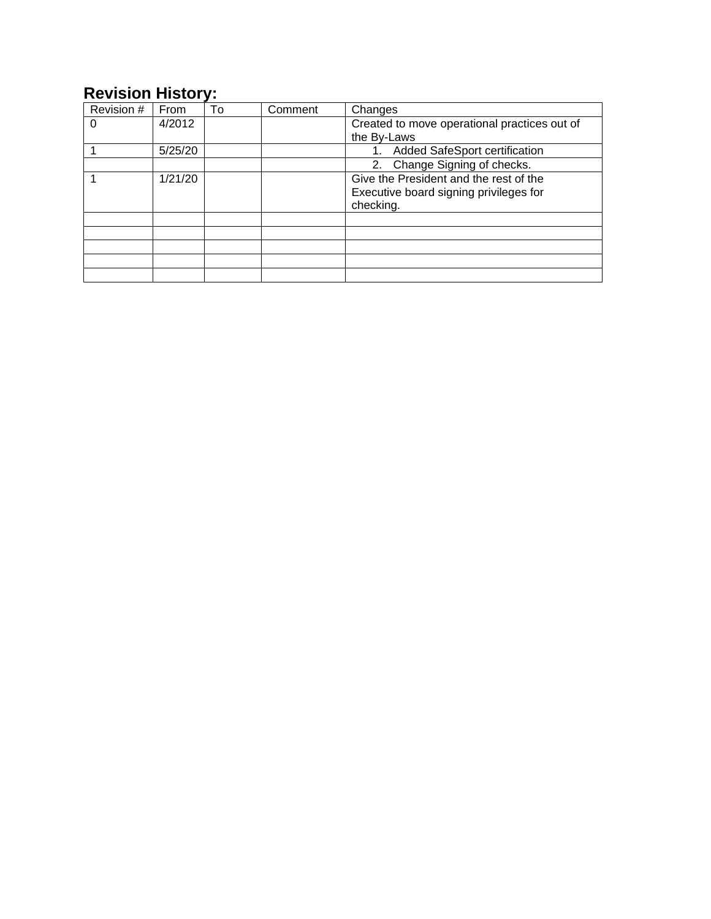## Revision History:

| Revision # | From | To | Comment | Changes |
| --- | --- | --- | --- | --- |
| 0 | 4/2012 | | | Created to move operational practices out of the By-Laws |
| 1 | 5/25/20 | | | 1. Added SafeSport certification |
| | | | | 2. Change Signing of checks. |
| 1 | 1/21/20 | | | Give the President and the rest of the Executive board signing privileges for checking. |
| | | | | |
| | | | | |
| | | | | |
| | | | | |
| | | | | |